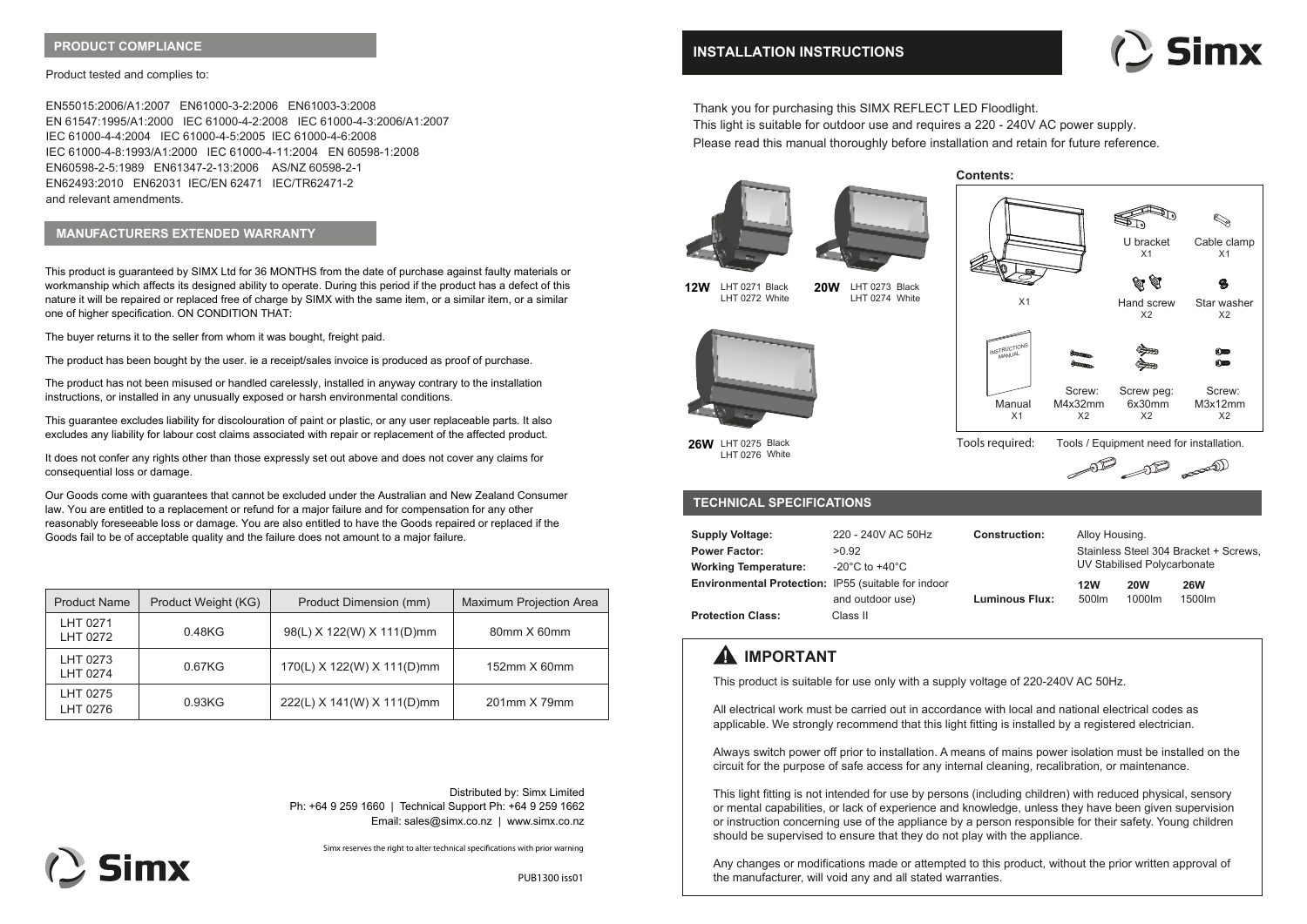## PRODUCT COMPLIANCE

Product tested and complies to:

EN55015:2006/A1:2007 EN61000-3-2:2006 EN61003-3:2008
EN 61547:1995/A1:2000 IEC 61000-4-2:2008 IEC 61000-4-3:2006/A1:2007
IEC 61000-4-4:2004 IEC 61000-4-5:2005 IEC 61000-4-6:2008
IEC 61000-4-8:1993/A1:2000 IEC 61000-4-11:2004 EN 60598-1:2008
EN60598-2-5:1989 EN61347-2-13:2006 AS/NZ 60598-2-1
EN62493:2010 EN62031 IEC/EN 62471 IEC/TR62471-2
and relevant amendments.

## MANUFACTURERS EXTENDED WARRANTY

This product is guaranteed by SIMX Ltd for 36 MONTHS from the date of purchase against faulty materials or workmanship which affects its designed ability to operate. During this period if the product has a defect of this nature it will be repaired or replaced free of charge by SIMX with the same item, or a similar item, or a similar one of higher specification. ON CONDITION THAT:

The buyer returns it to the seller from whom it was bought, freight paid.

The product has been bought by the user. ie a receipt/sales invoice is produced as proof of purchase.

The product has not been misused or handled carelessly, installed in anyway contrary to the installation instructions, or installed in any unusually exposed or harsh environmental conditions.

This guarantee excludes liability for discolouration of paint or plastic, or any user replaceable parts. It also excludes any liability for labour cost claims associated with repair or replacement of the affected product.

It does not confer any rights other than those expressly set out above and does not cover any claims for consequential loss or damage.

Our Goods come with guarantees that cannot be excluded under the Australian and New Zealand Consumer law. You are entitled to a replacement or refund for a major failure and for compensation for any other reasonably foreseeable loss or damage. You are also entitled to have the Goods repaired or replaced if the Goods fail to be of acceptable quality and the failure does not amount to a major failure.

| Product Name | Product Weight (KG) | Product Dimension (mm) | Maximum Projection Area |
|---|---|---|---|
| LHT 0271<br>LHT 0272 | 0.48KG | 98(L) X 122(W) X 111(D)mm | 80mm X 60mm |
| LHT 0273<br>LHT 0274 | 0.67KG | 170(L) X 122(W) X 111(D)mm | 152mm X 60mm |
| LHT 0275<br>LHT 0276 | 0.93KG | 222(L) X 141(W) X 111(D)mm | 201mm X 79mm |

Distributed by: Simx Limited
Ph: +64 9 259 1660 | Technical Support Ph: +64 9 259 1662
Email: sales@simx.co.nz | www.simx.co.nz

Simx reserves the right to alter technical specifications with prior warning

Simx

PUB1300 iss01

## INSTALLATION INSTRUCTIONS

Simx

Thank you for purchasing this SIMX REFLECT LED Floodlight.
This light is suitable for outdoor use and requires a 220 - 240V AC power supply.
Please read this manual thoroughly before installation and retain for future reference.

**12W** LHT 0271 Black, LHT 0272 White

**20W** LHT 0273 Black, LHT 0274 White

**26W** LHT 0275 Black, LHT 0276 White

**Contents:**

- Floodlight X1
- U bracket X1
- Cable clamp X1
- Hand screw X2
- Star washer X2
- Manual X1
- Screw: M4x32mm X2
- Screw peg: 6x30mm X2
- Screw: M3x12mm X2

Tools required: Tools / Equipment need for installation.

## TECHNICAL SPECIFICATIONS

**Supply Voltage:** 220 - 240V AC 50Hz
**Power Factor:** >0.92
**Working Temperature:** -20°C to +40°C
**Environmental Protection:** IP55 (suitable for indoor and outdoor use)
**Protection Class:** Class II

**Construction:** Alloy Housing. Stainless Steel 304 Bracket + Screws, UV Stabilised Polycarbonate

| | 12W | 20W | 26W |
|---|---|---|---|
| **Luminous Flux:** | 500lm | 1000lm | 1500lm |

## ⚠ IMPORTANT

This product is suitable for use only with a supply voltage of 220-240V AC 50Hz.

All electrical work must be carried out in accordance with local and national electrical codes as applicable. We strongly recommend that this light fitting is installed by a registered electrician.

Always switch power off prior to installation. A means of mains power isolation must be installed on the circuit for the purpose of safe access for any internal cleaning, recalibration, or maintenance.

This light fitting is not intended for use by persons (including children) with reduced physical, sensory or mental capabilities, or lack of experience and knowledge, unless they have been given supervision or instruction concerning use of the appliance by a person responsible for their safety. Young children should be supervised to ensure that they do not play with the appliance.

Any changes or modifications made or attempted to this product, without the prior written approval of the manufacturer, will void any and all stated warranties.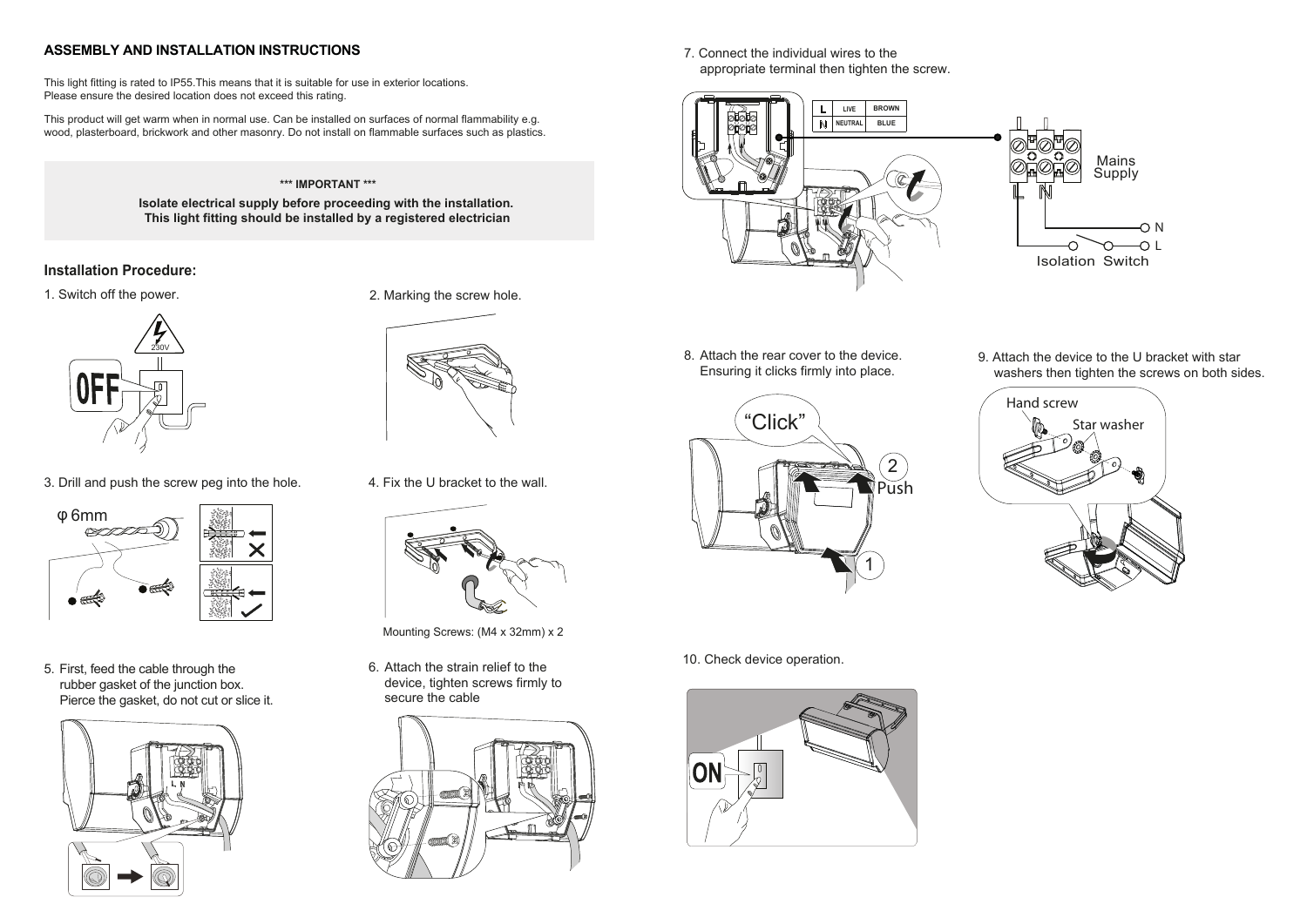## ASSEMBLY AND INSTALLATION INSTRUCTIONS

This light fitting is rated to IP55.This means that it is suitable for use in exterior locations.
Please ensure the desired location does not exceed this rating.

This product will get warm when in normal use. Can be installed on surfaces of normal flammability e.g. wood, plasterboard, brickwork and other masonry. Do not install on flammable surfaces such as plastics.

**\*\*\* IMPORTANT \*\*\***

**Isolate electrical supply before proceeding with the installation.**
**This light fitting should be installed by a registered electrician**

### Installation Procedure:

1. Switch off the power.

230V

OFF

2. Marking the screw hole.

3. Drill and push the screw peg into the hole.

φ 6mm

4. Fix the U bracket to the wall.

Mounting Screws: (M4 x 32mm) x 2

5. First, feed the cable through the rubber gasket of the junction box. Pierce the gasket, do not cut or slice it.

6. Attach the strain relief to the device, tighten screws firmly to secure the cable

7. Connect the individual wires to the appropriate terminal then tighten the screw.

| | | |
|---|---|---|
| L | LIVE | BROWN |
| N | NEUTRAL | BLUE |

Mains Supply

N

L

Isolation Switch

8. Attach the rear cover to the device. Ensuring it clicks firmly into place.

"Click"

2 Push

1

9. Attach the device to the U bracket with star washers then tighten the screws on both sides.

Hand screw

Star washer

10. Check device operation.

ON